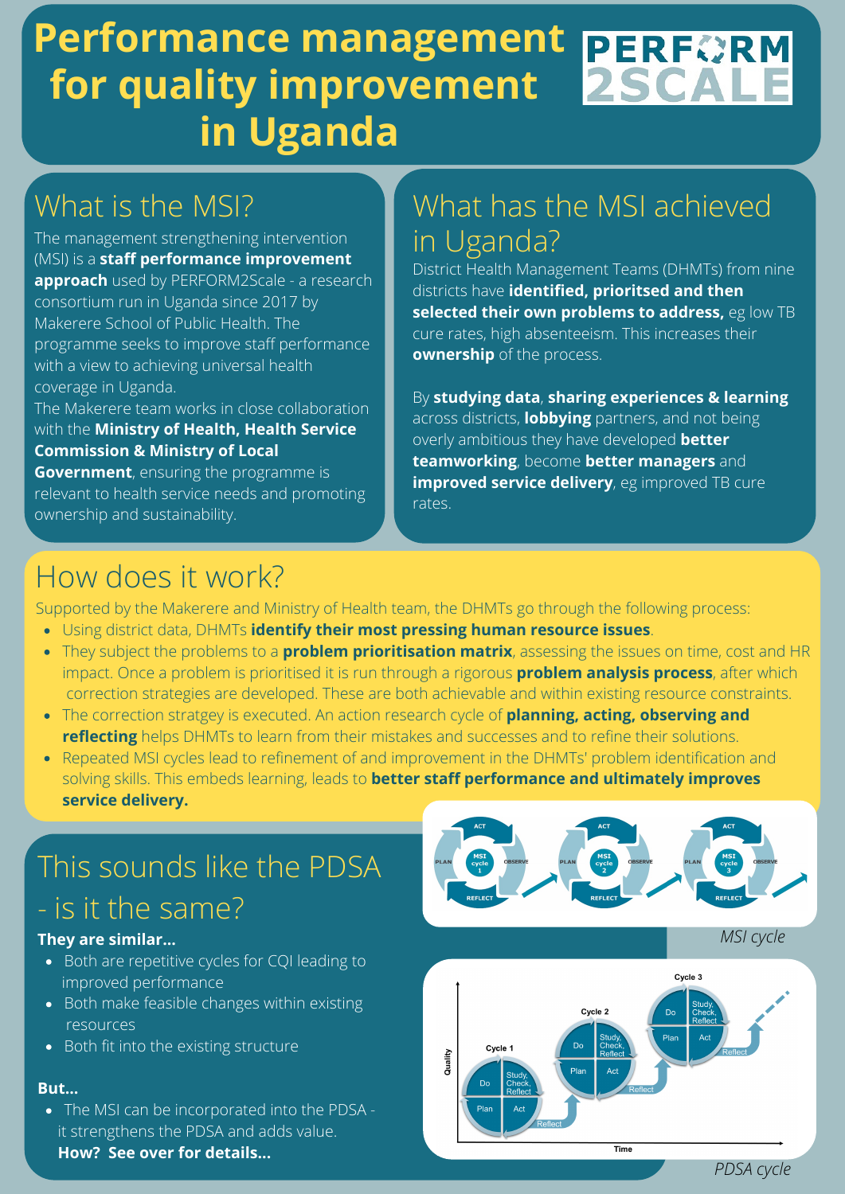# Performance management for quality improvement in Uganda

PERFORM 2SCALE

## What is the MSI?

The management strengthening intervention (MSI) is a **staff performance improvement approach** used by PERFORM2Scale - a research consortium run in Uganda since 2017 by Makerere School of Public Health. The programme seeks to improve staff performance with a view to achieving universal health coverage in Uganda.

The Makerere team works in close collaboration with the **Ministry of Health, Health Service Commission & Ministry of Local Government**, ensuring the programme is relevant to health service needs and promoting ownership and sustainability.

## What has the MSI achieved in Uganda?

District Health Management Teams (DHMTs) from nine districts have **identified, prioritsed and then selected their own problems to address,** eg low TB cure rates, high absenteeism. This increases their **ownership** of the process.

By **studying data**, **sharing experiences & learning** across districts, **lobbying** partners, and not being overly ambitious they have developed **better teamworking**, become **better managers** and **improved service delivery**, eg improved TB cure rates.

## How does it work?

Supported by the Makerere and Ministry of Health team, the DHMTs go through the following process:

- Using district data, DHMTs **identify their most pressing human resource issues**.
- They subject the problems to a **problem prioritisation matrix**, assessing the issues on time, cost and HR impact. Once a problem is prioritised it is run through a rigorous **problem analysis process**, after which correction strategies are developed. These are both achievable and within existing resource constraints.
- The correction stratgey is executed. An action research cycle of **planning, acting, observing and reflecting** helps DHMTs to learn from their mistakes and successes and to refine their solutions.
- Repeated MSI cycles lead to refinement of and improvement in the DHMTs' problem identification and solving skills. This embeds learning, leads to **better staff performance and ultimately improves service delivery.**

*MSI cycle*

## This sounds like the PDSA - is it the same?

**They are similar...**

- Both are repetitive cycles for CQI leading to improved performance
- Both make feasible changes within existing resources
- Both fit into the existing structure

**But...**

- The MSI can be incorporated into the PDSA - it strengthens the PDSA and adds value.

**How? See over for details...**

*PDSA cycle*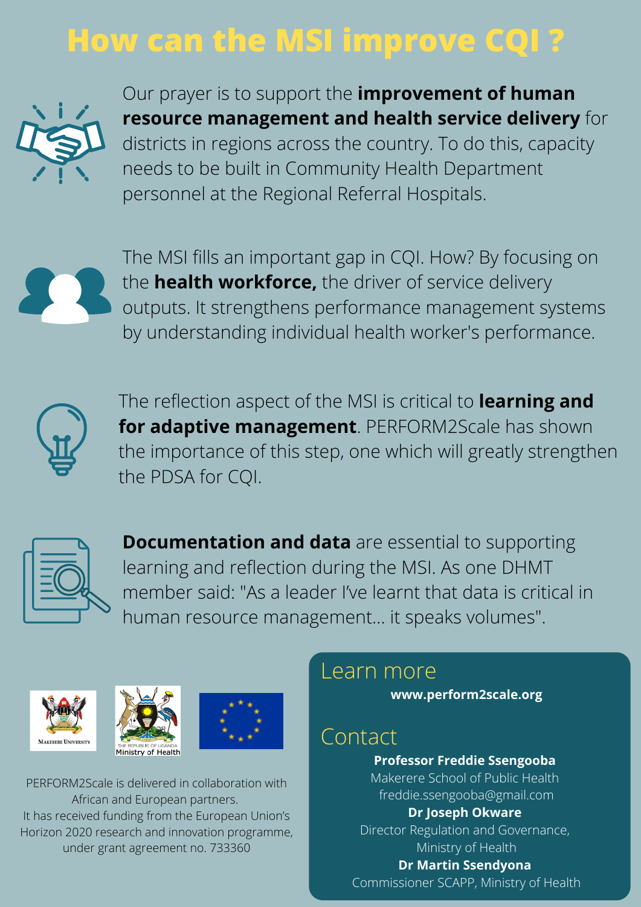# How can the MSI improve CQI ?

Our prayer is to support the **improvement of human resource management and health service delivery** for districts in regions across the country. To do this, capacity needs to be built in Community Health Department personnel at the Regional Referral Hospitals.

The MSI fills an important gap in CQI. How? By focusing on the **health workforce,** the driver of service delivery outputs. It strengthens performance management systems by understanding individual health worker's performance.

The reflection aspect of the MSI is critical to **learning and for adaptive management**. PERFORM2Scale has shown the importance of this step, one which will greatly strengthen the PDSA for CQI.

**Documentation and data** are essential to supporting learning and reflection during the MSI. As one DHMT member said: "As a leader I've learnt that data is critical in human resource management... it speaks volumes".

Makerere University

The Republic of Uganda
Ministry of Health

PERFORM2Scale is delivered in collaboration with African and European partners.
It has received funding from the European Union's Horizon 2020 research and innovation programme, under grant agreement no. 733360

## Learn more

**www.perform2scale.org**

## Contact

**Professor Freddie Ssengooba**
Makerere School of Public Health
freddie.ssengooba@gmail.com

**Dr Joseph Okware**
Director Regulation and Governance,
Ministry of Health

**Dr Martin Ssendyona**
Commissioner SCAPP, Ministry of Health